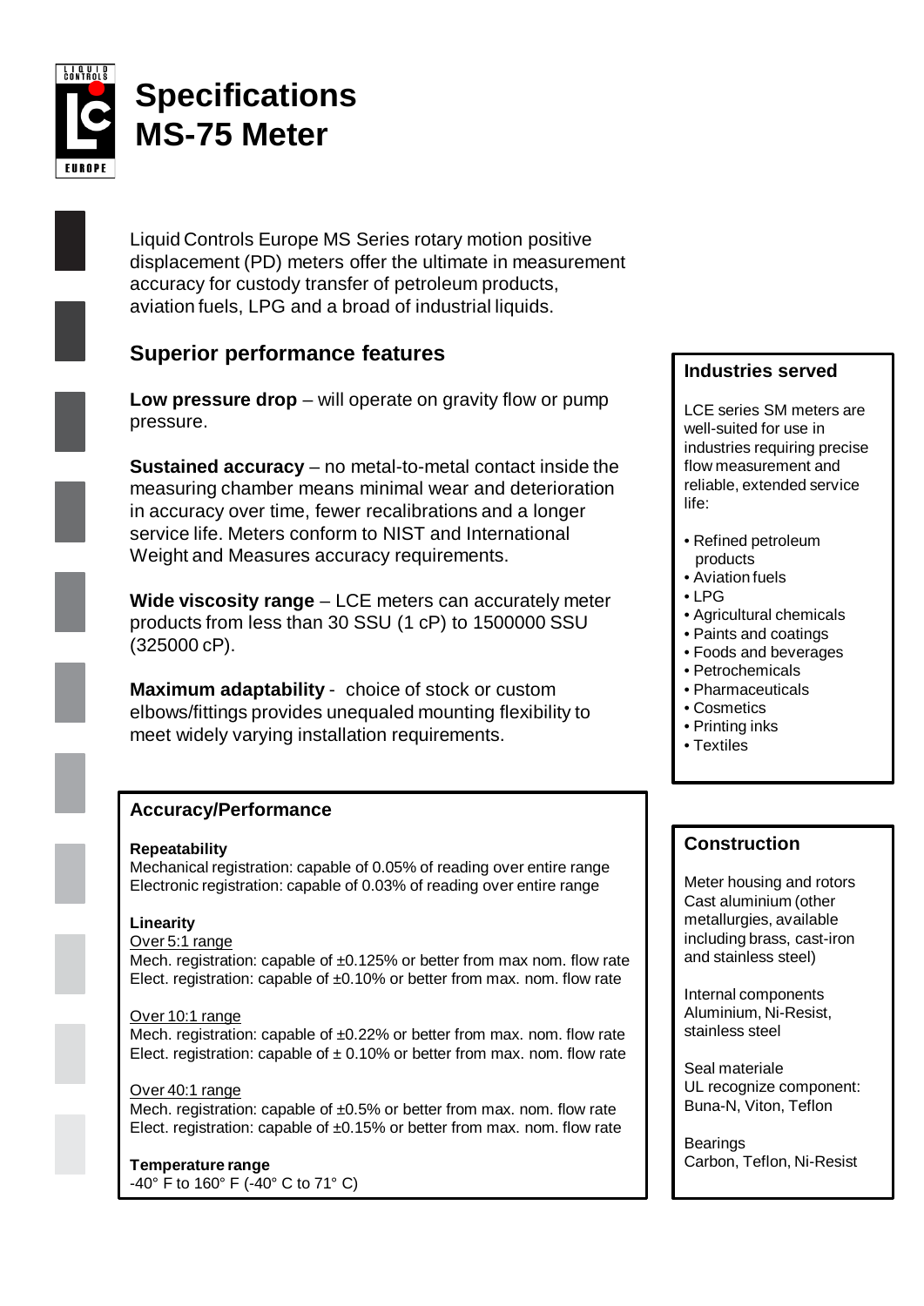# Specifications
# MS-75 Meter

Liquid Controls Europe MS Series rotary motion positive displacement (PD) meters offer the ultimate in measurement accuracy for custody transfer of petroleum products, aviation fuels, LPG and a broad of industrial liquids.

## Superior performance features

**Low pressure drop** – will operate on gravity flow or pump pressure.

**Sustained accuracy** – no metal-to-metal contact inside the measuring chamber means minimal wear and deterioration in accuracy over time, fewer recalibrations and a longer service life. Meters conform to NIST and International Weight and Measures accuracy requirements.

**Wide viscosity range** – LCE meters can accurately meter products from less than 30 SSU (1 cP) to 1500000 SSU (325000 cP).

**Maximum adaptability** - choice of stock or custom elbows/fittings provides unequaled mounting flexibility to meet widely varying installation requirements.

### Accuracy/Performance

**Repeatability**
Mechanical registration: capable of 0.05% of reading over entire range
Electronic registration: capable of 0.03% of reading over entire range

**Linearity**

Over 5:1 range
Mech. registration: capable of ±0.125% or better from max nom. flow rate
Elect. registration: capable of ±0.10% or better from max. nom. flow rate

Over 10:1 range
Mech. registration: capable of ±0.22% or better from max. nom. flow rate
Elect. registration: capable of ± 0.10% or better from max. nom. flow rate

Over 40:1 range
Mech. registration: capable of ±0.5% or better from max. nom. flow rate
Elect. registration: capable of ±0.15% or better from max. nom. flow rate

**Temperature range**
-40° F to 160° F (-40° C to 71° C)

### Industries served

LCE series SM meters are well-suited for use in industries requiring precise flow measurement and reliable, extended service life:

- Refined petroleum products
- Aviation fuels
- LPG
- Agricultural chemicals
- Paints and coatings
- Foods and beverages
- Petrochemicals
- Pharmaceuticals
- Cosmetics
- Printing inks
- Textiles

### Construction

Meter housing and rotors
Cast aluminium (other metallurgies, available including brass, cast-iron and stainless steel)

Internal components
Aluminium, Ni-Resist, stainless steel

Seal materiale
UL recognize component: Buna-N, Viton, Teflon

Bearings
Carbon, Teflon, Ni-Resist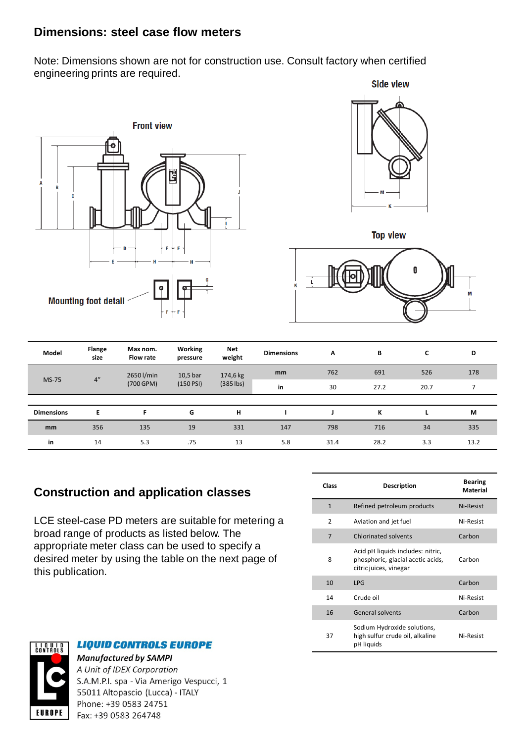## Dimensions: steel case flow meters

Note: Dimensions shown are not for construction use. Consult factory when certified engineering prints are required.

Front view

Side view

Top view

Mounting foot detail

| Model | Flange size | Max nom. Flow rate | Working pressure | Net weight | Dimensions | A | B | C | D |
|---|---|---|---|---|---|---|---|---|---|
| MS-75 | 4" | 2650 l/min (700 GPM) | 10,5 bar (150 PSI) | 174,6 kg (385 lbs) | mm | 762 | 691 | 526 | 178 |
| | | | | | in | 30 | 27.2 | 20.7 | 7 |

| Dimensions | E | F | G | H | I | J | K | L | M |
|---|---|---|---|---|---|---|---|---|---|
| mm | 356 | 135 | 19 | 331 | 147 | 798 | 716 | 34 | 335 |
| in | 14 | 5.3 | .75 | 13 | 5.8 | 31.4 | 28.2 | 3.3 | 13.2 |

## Construction and application classes

LCE steel-case PD meters are suitable for metering a broad range of products as listed below. The appropriate meter class can be used to specify a desired meter by using the table on the next page of this publication.

| Class | Description | Bearing Material |
|---|---|---|
| 1 | Refined petroleum products | Ni-Resist |
| 2 | Aviation and jet fuel | Ni-Resist |
| 7 | Chlorinated solvents | Carbon |
| 8 | Acid pH liquids includes: nitric, phosphoric, glacial acetic acids, citric juices, vinegar | Carbon |
| 10 | LPG | Carbon |
| 14 | Crude oil | Ni-Resist |
| 16 | General solvents | Carbon |
| 37 | Sodium Hydroxide solutions, high sulfur crude oil, alkaline pH liquids | Ni-Resist |

**LIQUID CONTROLS EUROPE**

*Manufactured by SAMPI*

*A Unit of IDEX Corporation*

S.A.M.P.I. spa - Via Amerigo Vespucci, 1

55011 Altopascio (Lucca) - ITALY

Phone: +39 0583 24751

Fax: +39 0583 264748